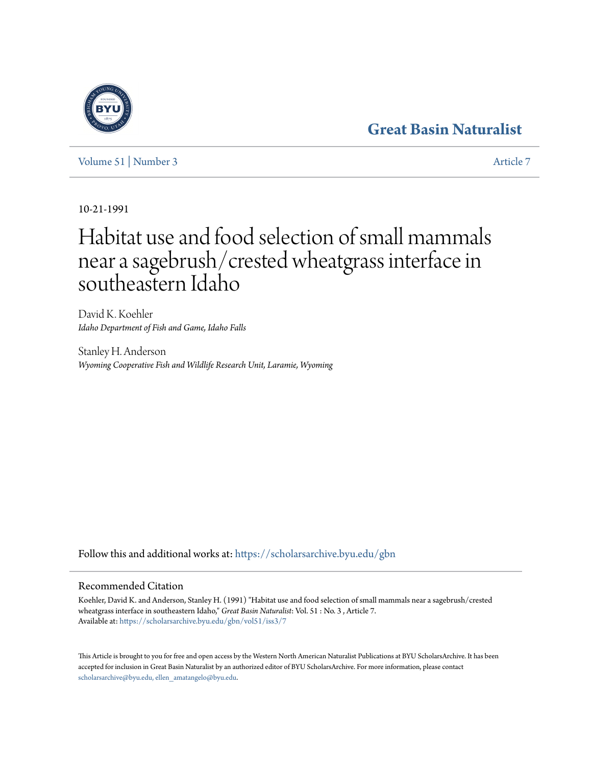Great Basin Naturalist

Volume 51 | Number 3 Article 7

10-21-1991

# Habitat use and food selection of small mammals near a sagebrush/crested wheatgrass interface in southeastern Idaho

David K. Koehler
*Idaho Department of Fish and Game, Idaho Falls*

Stanley H. Anderson
*Wyoming Cooperative Fish and Wildlife Research Unit, Laramie, Wyoming*

Follow this and additional works at: https://scholarsarchive.byu.edu/gbn

## Recommended Citation

Koehler, David K. and Anderson, Stanley H. (1991) "Habitat use and food selection of small mammals near a sagebrush/crested wheatgrass interface in southeastern Idaho," *Great Basin Naturalist*: Vol. 51 : No. 3 , Article 7.
Available at: https://scholarsarchive.byu.edu/gbn/vol51/iss3/7

This Article is brought to you for free and open access by the Western North American Naturalist Publications at BYU ScholarsArchive. It has been accepted for inclusion in Great Basin Naturalist by an authorized editor of BYU ScholarsArchive. For more information, please contact scholarsarchive@byu.edu, ellen_amatangelo@byu.edu.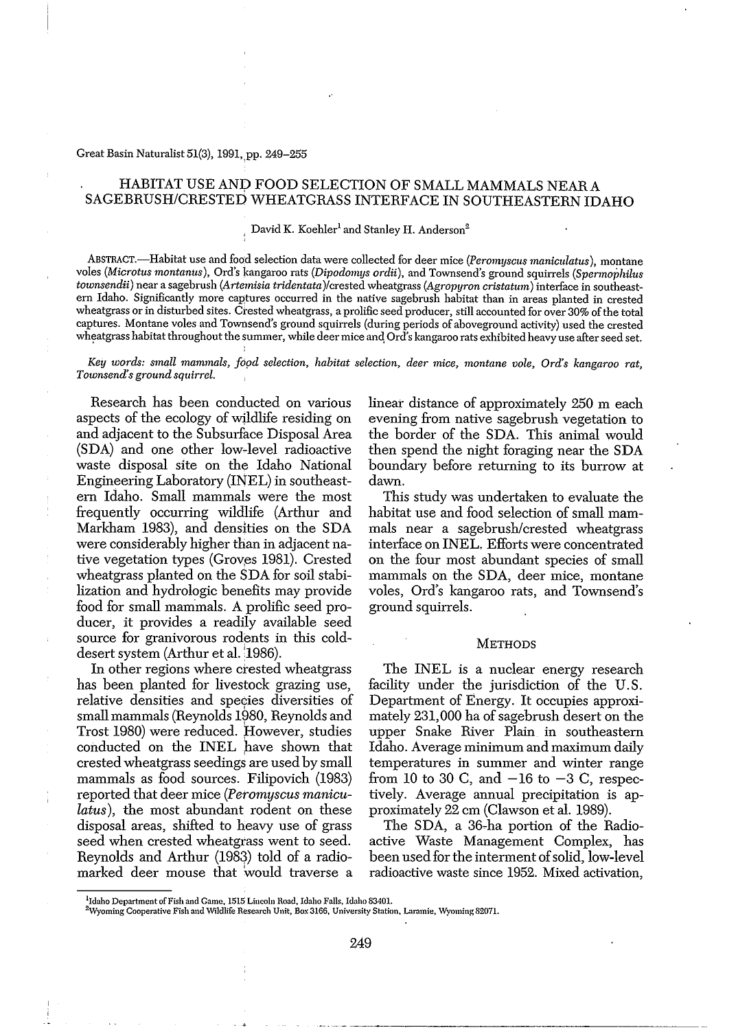# HABITAT USE AND FOOD SELECTION OF SMALL MAMMALS NEAR A SAGEBRUSH/CRESTED WHEATGRASS INTERFACE IN SOUTHEASTERN IDAHO

David K. Koehler[1] and Stanley H. Anderson[2]

ABSTRACT.—Habitat use and food selection data were collected for deer mice (*Peromyscus maniculatus*), montane voles (*Microtus montanus*), Ord's kangaroo rats (*Dipodomys ordii*), and Townsend's ground squirrels (*Spermophilus townsendii*) near a sagebrush (*Artemisia tridentata*)/crested wheatgrass (*Agropyron cristatum*) interface in southeastern Idaho. Significantly more captures occurred in the native sagebrush habitat than in areas planted in crested wheatgrass or in disturbed sites. Crested wheatgrass, a prolific seed producer, still accounted for over 30% of the total captures. Montane voles and Townsend's ground squirrels (during periods of aboveground activity) used the crested wheatgrass habitat throughout the summer, while deer mice and Ord's kangaroo rats exhibited heavy use after seed set.

*Key words: small mammals, food selection, habitat selection, deer mice, montane vole, Ord's kangaroo rat, Townsend's ground squirrel.*

Research has been conducted on various aspects of the ecology of wildlife residing on and adjacent to the Subsurface Disposal Area (SDA) and one other low-level radioactive waste disposal site on the Idaho National Engineering Laboratory (INEL) in southeastern Idaho. Small mammals were the most frequently occurring wildlife (Arthur and Markham 1983), and densities on the SDA were considerably higher than in adjacent native vegetation types (Groves 1981). Crested wheatgrass planted on the SDA for soil stabilization and hydrologic benefits may provide food for small mammals. A prolific seed producer, it provides a readily available seed source for granivorous rodents in this cold-desert system (Arthur et al. 1986).

In other regions where crested wheatgrass has been planted for livestock grazing use, relative densities and species diversities of small mammals (Reynolds 1980, Reynolds and Trost 1980) were reduced. However, studies conducted on the INEL have shown that crested wheatgrass seedings are used by small mammals as food sources. Filipovich (1983) reported that deer mice (*Peromyscus maniculatus*), the most abundant rodent on these disposal areas, shifted to heavy use of grass seed when crested wheatgrass went to seed. Reynolds and Arthur (1983) told of a radio-marked deer mouse that would traverse a linear distance of approximately 250 m each evening from native sagebrush vegetation to the border of the SDA. This animal would then spend the night foraging near the SDA boundary before returning to its burrow at dawn.

This study was undertaken to evaluate the habitat use and food selection of small mammals near a sagebrush/crested wheatgrass interface on INEL. Efforts were concentrated on the four most abundant species of small mammals on the SDA, deer mice, montane voles, Ord's kangaroo rats, and Townsend's ground squirrels.

## METHODS

The INEL is a nuclear energy research facility under the jurisdiction of the U.S. Department of Energy. It occupies approximately 231,000 ha of sagebrush desert on the upper Snake River Plain in southeastern Idaho. Average minimum and maximum daily temperatures in summer and winter range from 10 to 30 C, and −16 to −3 C, respectively. Average annual precipitation is approximately 22 cm (Clawson et al. 1989).

The SDA, a 36-ha portion of the Radioactive Waste Management Complex, has been used for the interment of solid, low-level radioactive waste since 1952. Mixed activation,

[1]Idaho Department of Fish and Game, 1515 Lincoln Road, Idaho Falls, Idaho 83401.
[2]Wyoming Cooperative Fish and Wildlife Research Unit, Box 3166, University Station, Laramie, Wyoming 82071.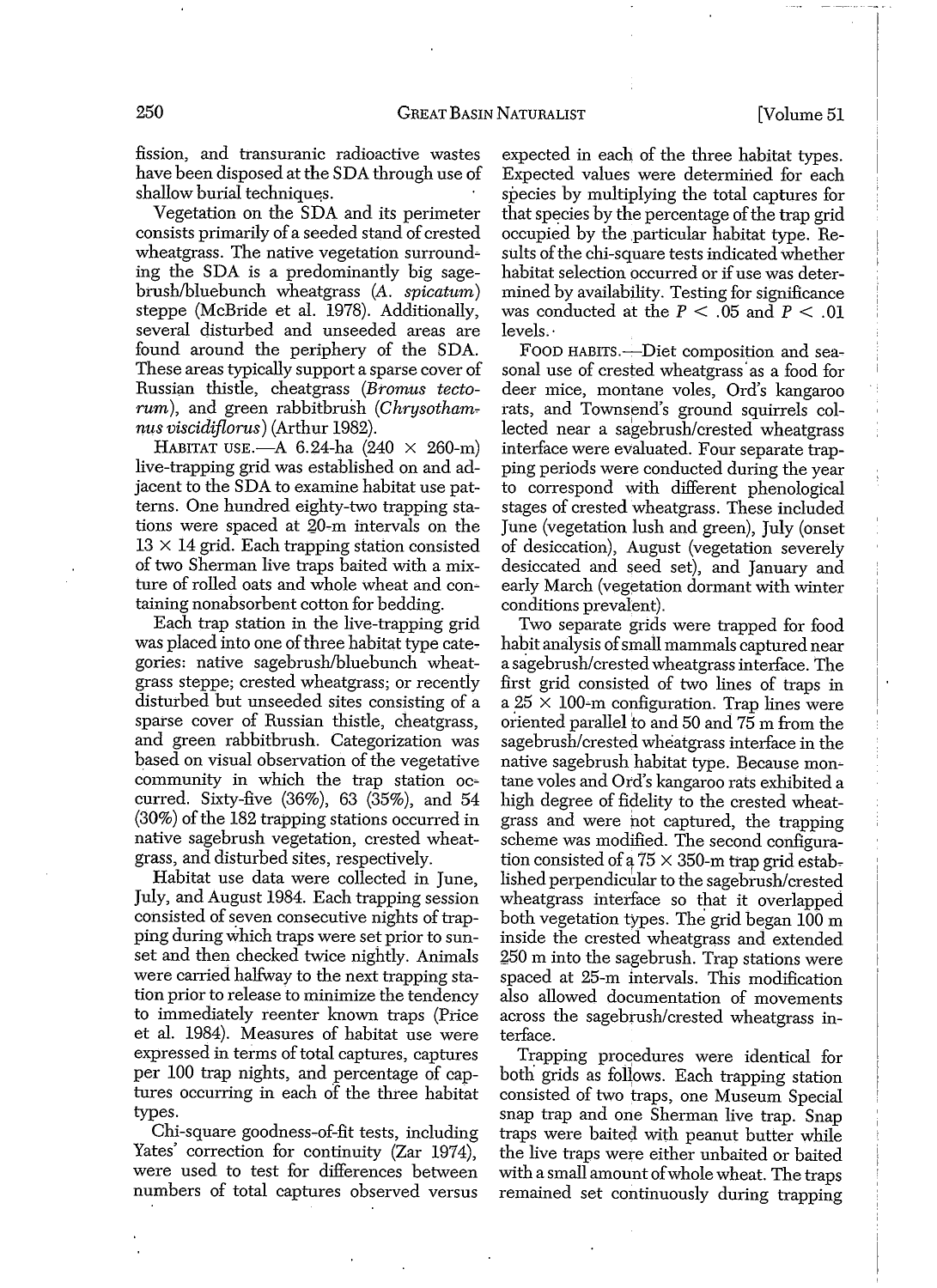fission, and transuranic radioactive wastes have been disposed at the SDA through use of shallow burial techniques.

Vegetation on the SDA and its perimeter consists primarily of a seeded stand of crested wheatgrass. The native vegetation surrounding the SDA is a predominantly big sagebrush/bluebunch wheatgrass (*A. spicatum*) steppe (McBride et al. 1978). Additionally, several disturbed and unseeded areas are found around the periphery of the SDA. These areas typically support a sparse cover of Russian thistle, cheatgrass (*Bromus tectorum*), and green rabbitbrush (*Chrysothamnus viscidiflorus*) (Arthur 1982).

HABITAT USE.—A 6.24-ha (240 × 260-m) live-trapping grid was established on and adjacent to the SDA to examine habitat use patterns. One hundred eighty-two trapping stations were spaced at 20-m intervals on the 13 × 14 grid. Each trapping station consisted of two Sherman live traps baited with a mixture of rolled oats and whole wheat and containing nonabsorbent cotton for bedding.

Each trap station in the live-trapping grid was placed into one of three habitat type categories: native sagebrush/bluebunch wheatgrass steppe; crested wheatgrass; or recently disturbed but unseeded sites consisting of a sparse cover of Russian thistle, cheatgrass, and green rabbitbrush. Categorization was based on visual observation of the vegetative community in which the trap station occurred. Sixty-five (36%), 63 (35%), and 54 (30%) of the 182 trapping stations occurred in native sagebrush vegetation, crested wheatgrass, and disturbed sites, respectively.

Habitat use data were collected in June, July, and August 1984. Each trapping session consisted of seven consecutive nights of trapping during which traps were set prior to sunset and then checked twice nightly. Animals were carried halfway to the next trapping station prior to release to minimize the tendency to immediately reenter known traps (Price et al. 1984). Measures of habitat use were expressed in terms of total captures, captures per 100 trap nights, and percentage of captures occurring in each of the three habitat types.

Chi-square goodness-of-fit tests, including Yates' correction for continuity (Zar 1974), were used to test for differences between numbers of total captures observed versus expected in each of the three habitat types. Expected values were determined for each species by multiplying the total captures for that species by the percentage of the trap grid occupied by the particular habitat type. Results of the chi-square tests indicated whether habitat selection occurred or if use was determined by availability. Testing for significance was conducted at the $P < .05$ and $P < .01$ levels.

FOOD HABITS.—Diet composition and seasonal use of crested wheatgrass as a food for deer mice, montane voles, Ord's kangaroo rats, and Townsend's ground squirrels collected near a sagebrush/crested wheatgrass interface were evaluated. Four separate trapping periods were conducted during the year to correspond with different phenological stages of crested wheatgrass. These included June (vegetation lush and green), July (onset of desiccation), August (vegetation severely desiccated and seed set), and January and early March (vegetation dormant with winter conditions prevalent).

Two separate grids were trapped for food habit analysis of small mammals captured near a sagebrush/crested wheatgrass interface. The first grid consisted of two lines of traps in a 25 × 100-m configuration. Trap lines were oriented parallel to and 50 and 75 m from the sagebrush/crested wheatgrass interface in the native sagebrush habitat type. Because montane voles and Ord's kangaroo rats exhibited a high degree of fidelity to the crested wheatgrass and were not captured, the trapping scheme was modified. The second configuration consisted of a 75 × 350-m trap grid established perpendicular to the sagebrush/crested wheatgrass interface so that it overlapped both vegetation types. The grid began 100 m inside the crested wheatgrass and extended 250 m into the sagebrush. Trap stations were spaced at 25-m intervals. This modification also allowed documentation of movements across the sagebrush/crested wheatgrass interface.

Trapping procedures were identical for both grids as follows. Each trapping station consisted of two traps, one Museum Special snap trap and one Sherman live trap. Snap traps were baited with peanut butter while the live traps were either unbaited or baited with a small amount of whole wheat. The traps remained set continuously during trapping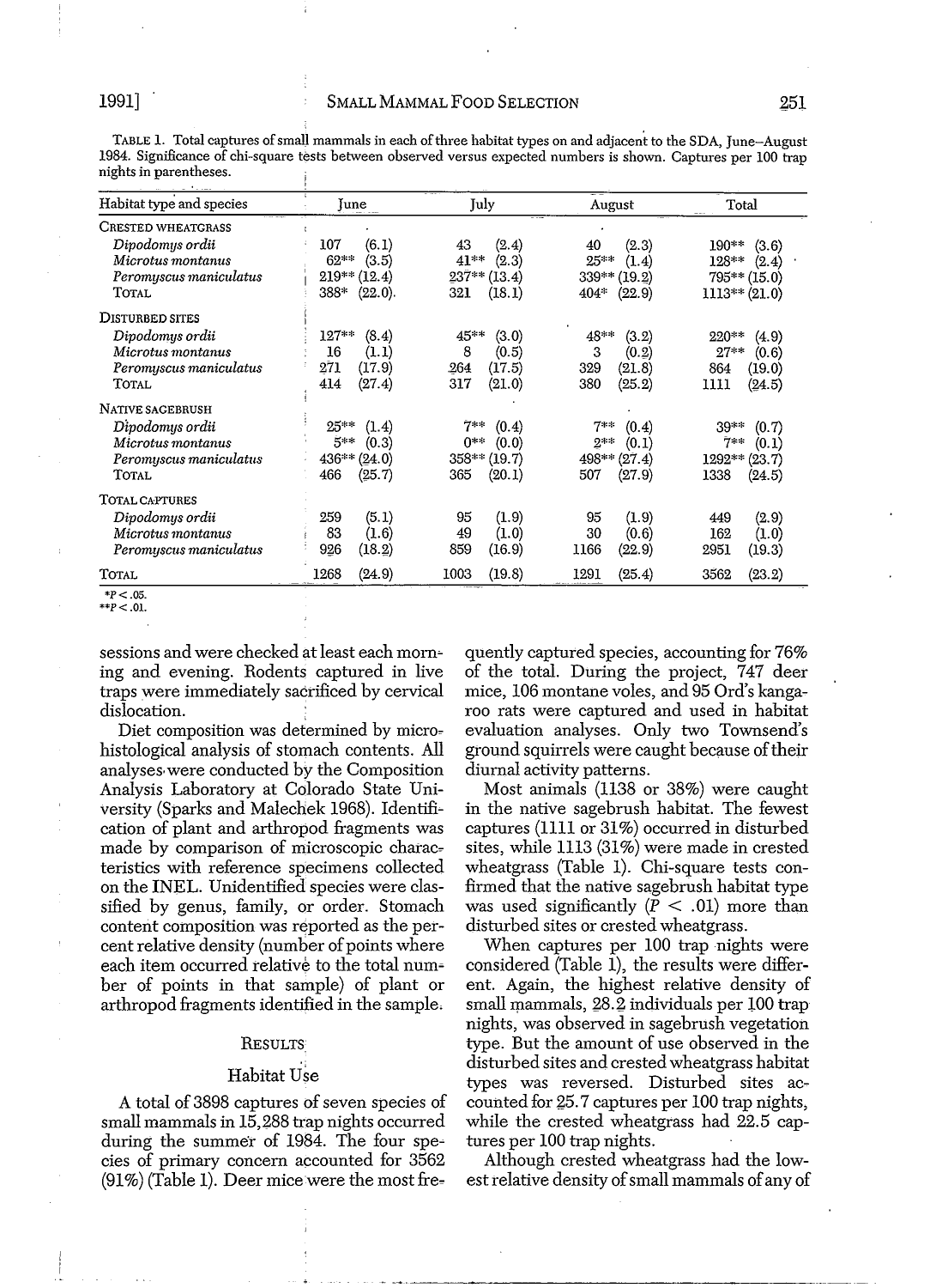TABLE 1. Total captures of small mammals in each of three habitat types on and adjacent to the SDA, June–August 1984. Significance of chi-square tests between observed versus expected numbers is shown. Captures per 100 trap nights in parentheses.

| Habitat type and species | June | July | August | Total |
|---|---|---|---|---|
| CRESTED WHEATGRASS | | | | |
| *Dipodomys ordii* | 107 (6.1) | 43 (2.4) | 40 (2.3) | 190** (3.6) |
| *Microtus montanus* | 62** (3.5) | 41** (2.3) | 25** (1.4) | 128** (2.4) |
| *Peromyscus maniculatus* | 219** (12.4) | 237** (13.4) | 339** (19.2) | 795** (15.0) |
| TOTAL | 388* (22.0) | 321 (18.1) | 404* (22.9) | 1113** (21.0) |
| DISTURBED SITES | | | | |
| *Dipodomys ordii* | 127** (8.4) | 45** (3.0) | 48** (3.2) | 220** (4.9) |
| *Microtus montanus* | 16 (1.1) | 8 (0.5) | 3 (0.2) | 27** (0.6) |
| *Peromyscus maniculatus* | 271 (17.9) | 264 (17.5) | 329 (21.8) | 864 (19.0) |
| TOTAL | 414 (27.4) | 317 (21.0) | 380 (25.2) | 1111 (24.5) |
| NATIVE SAGEBRUSH | | | | |
| *Dipodomys ordii* | 25** (1.4) | 7** (0.4) | 7** (0.4) | 39** (0.7) |
| *Microtus montanus* | 5** (0.3) | 0** (0.0) | 2** (0.1) | 7** (0.1) |
| *Peromyscus maniculatus* | 436** (24.0) | 358** (19.7) | 498** (27.4) | 1292** (23.7) |
| TOTAL | 466 (25.7) | 365 (20.1) | 507 (27.9) | 1338 (24.5) |
| TOTAL CAPTURES | | | | |
| *Dipodomys ordii* | 259 (5.1) | 95 (1.9) | 95 (1.9) | 449 (2.9) |
| *Microtus montanus* | 83 (1.6) | 49 (1.0) | 30 (0.6) | 162 (1.0) |
| *Peromyscus maniculatus* | 926 (18.2) | 859 (16.9) | 1166 (22.9) | 2951 (19.3) |
| TOTAL | 1268 (24.9) | 1003 (19.8) | 1291 (25.4) | 3562 (23.2) |

*$P < .05$.
**$P < .01$.

sessions and were checked at least each morning and evening. Rodents captured in live traps were immediately sacrificed by cervical dislocation.

Diet composition was determined by microhistological analysis of stomach contents. All analyses were conducted by the Composition Analysis Laboratory at Colorado State University (Sparks and Malechek 1968). Identification of plant and arthropod fragments was made by comparison of microscopic characteristics with reference specimens collected on the INEL. Unidentified species were classified by genus, family, or order. Stomach content composition was reported as the percent relative density (number of points where each item occurred relative to the total number of points in that sample) of plant or arthropod fragments identified in the sample.

## RESULTS

### Habitat Use

A total of 3898 captures of seven species of small mammals in 15,288 trap nights occurred during the summer of 1984. The four species of primary concern accounted for 3562 (91%) (Table 1). Deer mice were the most frequently captured species, accounting for 76% of the total. During the project, 747 deer mice, 106 montane voles, and 95 Ord's kangaroo rats were captured and used in habitat evaluation analyses. Only two Townsend's ground squirrels were caught because of their diurnal activity patterns.

Most animals (1138 or 38%) were caught in the native sagebrush habitat. The fewest captures (1111 or 31%) occurred in disturbed sites, while 1113 (31%) were made in crested wheatgrass (Table 1). Chi-square tests confirmed that the native sagebrush habitat type was used significantly ($P < .01$) more than disturbed sites or crested wheatgrass.

When captures per 100 trap nights were considered (Table 1), the results were different. Again, the highest relative density of small mammals, 28.2 individuals per 100 trap nights, was observed in sagebrush vegetation type. But the amount of use observed in the disturbed sites and crested wheatgrass habitat types was reversed. Disturbed sites accounted for 25.7 captures per 100 trap nights, while the crested wheatgrass had 22.5 captures per 100 trap nights.

Although crested wheatgrass had the lowest relative density of small mammals of any of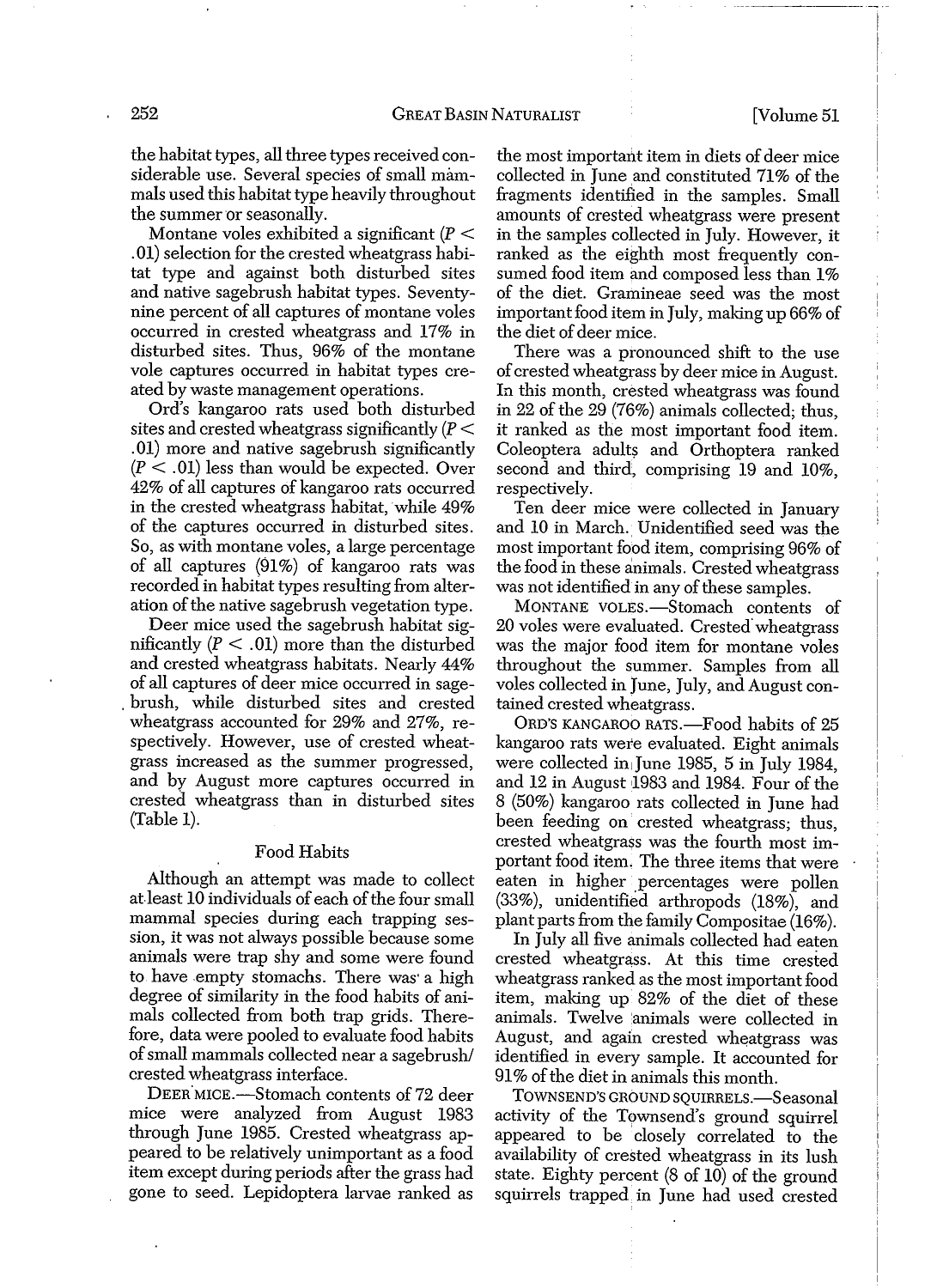the habitat types, all three types received considerable use. Several species of small mammals used this habitat type heavily throughout the summer or seasonally.

Montane voles exhibited a significant ($P < .01$) selection for the crested wheatgrass habitat type and against both disturbed sites and native sagebrush habitat types. Seventy-nine percent of all captures of montane voles occurred in crested wheatgrass and 17% in disturbed sites. Thus, 96% of the montane vole captures occurred in habitat types created by waste management operations.

Ord's kangaroo rats used both disturbed sites and crested wheatgrass significantly ($P < .01$) more and native sagebrush significantly ($P < .01$) less than would be expected. Over 42% of all captures of kangaroo rats occurred in the crested wheatgrass habitat, while 49% of the captures occurred in disturbed sites. So, as with montane voles, a large percentage of all captures (91%) of kangaroo rats was recorded in habitat types resulting from alteration of the native sagebrush vegetation type.

Deer mice used the sagebrush habitat significantly ($P < .01$) more than the disturbed and crested wheatgrass habitats. Nearly 44% of all captures of deer mice occurred in sagebrush, while disturbed sites and crested wheatgrass accounted for 29% and 27%, respectively. However, use of crested wheatgrass increased as the summer progressed, and by August more captures occurred in crested wheatgrass than in disturbed sites (Table 1).

## Food Habits

Although an attempt was made to collect at least 10 individuals of each of the four small mammal species during each trapping session, it was not always possible because some animals were trap shy and some were found to have empty stomachs. There was a high degree of similarity in the food habits of animals collected from both trap grids. Therefore, data were pooled to evaluate food habits of small mammals collected near a sagebrush/crested wheatgrass interface.

DEER MICE.—Stomach contents of 72 deer mice were analyzed from August 1983 through June 1985. Crested wheatgrass appeared to be relatively unimportant as a food item except during periods after the grass had gone to seed. Lepidoptera larvae ranked as the most important item in diets of deer mice collected in June and constituted 71% of the fragments identified in the samples. Small amounts of crested wheatgrass were present in the samples collected in July. However, it ranked as the eighth most frequently consumed food item and composed less than 1% of the diet. Gramineae seed was the most important food item in July, making up 66% of the diet of deer mice.

There was a pronounced shift to the use of crested wheatgrass by deer mice in August. In this month, crested wheatgrass was found in 22 of the 29 (76%) animals collected; thus, it ranked as the most important food item. Coleoptera adults and Orthoptera ranked second and third, comprising 19 and 10%, respectively.

Ten deer mice were collected in January and 10 in March. Unidentified seed was the most important food item, comprising 96% of the food in these animals. Crested wheatgrass was not identified in any of these samples.

MONTANE VOLES.—Stomach contents of 20 voles were evaluated. Crested wheatgrass was the major food item for montane voles throughout the summer. Samples from all voles collected in June, July, and August contained crested wheatgrass.

ORD'S KANGAROO RATS.—Food habits of 25 kangaroo rats were evaluated. Eight animals were collected in June 1985, 5 in July 1984, and 12 in August 1983 and 1984. Four of the 8 (50%) kangaroo rats collected in June had been feeding on crested wheatgrass; thus, crested wheatgrass was the fourth most important food item. The three items that were eaten in higher percentages were pollen (33%), unidentified arthropods (18%), and plant parts from the family Compositae (16%).

In July all five animals collected had eaten crested wheatgrass. At this time crested wheatgrass ranked as the most important food item, making up 82% of the diet of these animals. Twelve animals were collected in August, and again crested wheatgrass was identified in every sample. It accounted for 91% of the diet in animals this month.

TOWNSEND'S GROUND SQUIRRELS.—Seasonal activity of the Townsend's ground squirrel appeared to be closely correlated to the availability of crested wheatgrass in its lush state. Eighty percent (8 of 10) of the ground squirrels trapped in June had used crested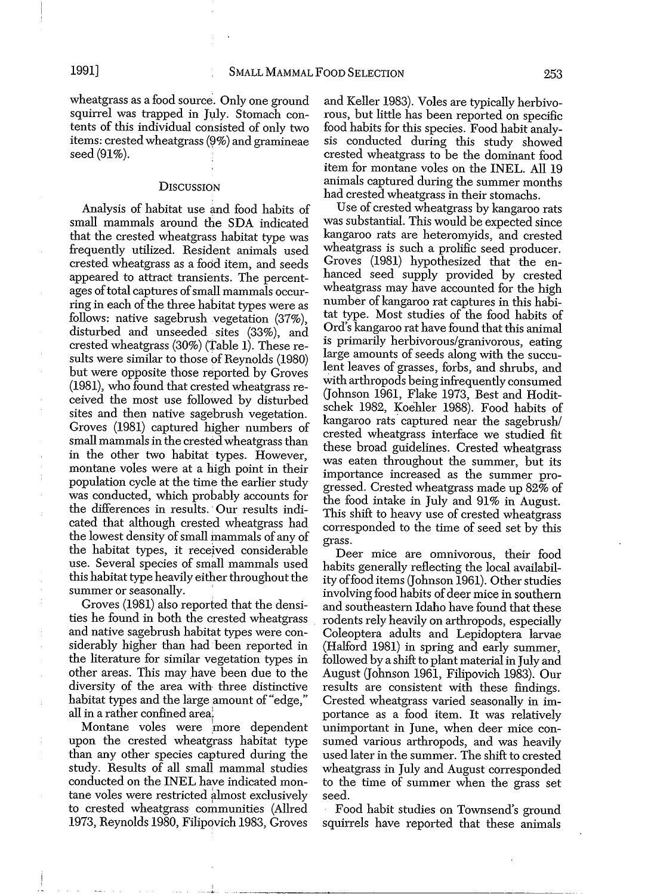wheatgrass as a food source. Only one ground squirrel was trapped in July. Stomach contents of this individual consisted of only two items: crested wheatgrass (9%) and gramineae seed (91%).

## Discussion

Analysis of habitat use and food habits of small mammals around the SDA indicated that the crested wheatgrass habitat type was frequently utilized. Resident animals used crested wheatgrass as a food item, and seeds appeared to attract transients. The percentages of total captures of small mammals occurring in each of the three habitat types were as follows: native sagebrush vegetation (37%), disturbed and unseeded sites (33%), and crested wheatgrass (30%) (Table 1). These results were similar to those of Reynolds (1980) but were opposite those reported by Groves (1981), who found that crested wheatgrass received the most use followed by disturbed sites and then native sagebrush vegetation. Groves (1981) captured higher numbers of small mammals in the crested wheatgrass than in the other two habitat types. However, montane voles were at a high point in their population cycle at the time the earlier study was conducted, which probably accounts for the differences in results. Our results indicated that although crested wheatgrass had the lowest density of small mammals of any of the habitat types, it received considerable use. Several species of small mammals used this habitat type heavily either throughout the summer or seasonally.

Groves (1981) also reported that the densities he found in both the crested wheatgrass and native sagebrush habitat types were considerably higher than had been reported in the literature for similar vegetation types in other areas. This may have been due to the diversity of the area with three distinctive habitat types and the large amount of "edge," all in a rather confined area.

Montane voles were more dependent upon the crested wheatgrass habitat type than any other species captured during the study. Results of all small mammal studies conducted on the INEL have indicated montane voles were restricted almost exclusively to crested wheatgrass communities (Allred 1973, Reynolds 1980, Filipovich 1983, Groves and Keller 1983). Voles are typically herbivorous, but little has been reported on specific food habits for this species. Food habit analysis conducted during this study showed crested wheatgrass to be the dominant food item for montane voles on the INEL. All 19 animals captured during the summer months had crested wheatgrass in their stomachs.

Use of crested wheatgrass by kangaroo rats was substantial. This would be expected since kangaroo rats are heteromyids, and crested wheatgrass is such a prolific seed producer. Groves (1981) hypothesized that the enhanced seed supply provided by crested wheatgrass may have accounted for the high number of kangaroo rat captures in this habitat type. Most studies of the food habits of Ord's kangaroo rat have found that this animal is primarily herbivorous/granivorous, eating large amounts of seeds along with the succulent leaves of grasses, forbs, and shrubs, and with arthropods being infrequently consumed (Johnson 1961, Flake 1973, Best and Hoditschek 1982, Koehler 1988). Food habits of kangaroo rats captured near the sagebrush/crested wheatgrass interface we studied fit these broad guidelines. Crested wheatgrass was eaten throughout the summer, but its importance increased as the summer progressed. Crested wheatgrass made up 82% of the food intake in July and 91% in August. This shift to heavy use of crested wheatgrass corresponded to the time of seed set by this grass.

Deer mice are omnivorous, their food habits generally reflecting the local availability of food items (Johnson 1961). Other studies involving food habits of deer mice in southern and southeastern Idaho have found that these rodents rely heavily on arthropods, especially Coleoptera adults and Lepidoptera larvae (Halford 1981) in spring and early summer, followed by a shift to plant material in July and August (Johnson 1961, Filipovich 1983). Our results are consistent with these findings. Crested wheatgrass varied seasonally in importance as a food item. It was relatively unimportant in June, when deer mice consumed various arthropods, and was heavily used later in the summer. The shift to crested wheatgrass in July and August corresponded to the time of summer when the grass set seed.

Food habit studies on Townsend's ground squirrels have reported that these animals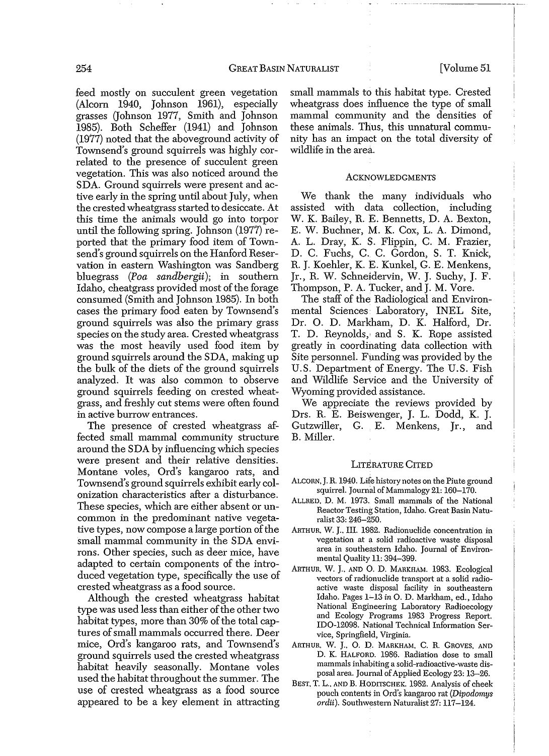feed mostly on succulent green vegetation (Alcorn 1940, Johnson 1961), especially grasses (Johnson 1977, Smith and Johnson 1985). Both Scheffer (1941) and Johnson (1977) noted that the aboveground activity of Townsend's ground squirrels was highly correlated to the presence of succulent green vegetation. This was also noticed around the SDA. Ground squirrels were present and active early in the spring until about July, when the crested wheatgrass started to desiccate. At this time the animals would go into torpor until the following spring. Johnson (1977) reported that the primary food item of Townsend's ground squirrels on the Hanford Reservation in eastern Washington was Sandberg bluegrass (*Poa sandbergii*); in southern Idaho, cheatgrass provided most of the forage consumed (Smith and Johnson 1985). In both cases the primary food eaten by Townsend's ground squirrels was also the primary grass species on the study area. Crested wheatgrass was the most heavily used food item by ground squirrels around the SDA, making up the bulk of the diets of the ground squirrels analyzed. It was also common to observe ground squirrels feeding on crested wheatgrass, and freshly cut stems were often found in active burrow entrances.

The presence of crested wheatgrass affected small mammal community structure around the SDA by influencing which species were present and their relative densities. Montane voles, Ord's kangaroo rats, and Townsend's ground squirrels exhibit early colonization characteristics after a disturbance. These species, which are either absent or uncommon in the predominant native vegetative types, now compose a large portion of the small mammal community in the SDA environs. Other species, such as deer mice, have adapted to certain components of the introduced vegetation type, specifically the use of crested wheatgrass as a food source.

Although the crested wheatgrass habitat type was used less than either of the other two habitat types, more than 30% of the total captures of small mammals occurred there. Deer mice, Ord's kangaroo rats, and Townsend's ground squirrels used the crested wheatgrass habitat heavily seasonally. Montane voles used the habitat throughout the summer. The use of crested wheatgrass as a food source appeared to be a key element in attracting small mammals to this habitat type. Crested wheatgrass does influence the type of small mammal community and the densities of these animals. Thus, this unnatural community has an impact on the total diversity of wildlife in the area.

## Acknowledgments

We thank the many individuals who assisted with data collection, including W. K. Bailey, R. E. Bennetts, D. A. Bexton, E. W. Buchner, M. K. Cox, L. A. Dimond, A. L. Dray, K. S. Flippin, C. M. Frazier, D. C. Fuchs, C. C. Gordon, S. T. Knick, R. J. Koehler, K. E. Kunkel, G. E. Menkens, Jr., R. W. Schneidervin, W. J. Suchy, J. F. Thompson, P. A. Tucker, and J. M. Vore.

The staff of the Radiological and Environmental Sciences Laboratory, INEL Site, Dr. O. D. Markham, D. K. Halford, Dr. T. D. Reynolds, and S. K. Rope assisted greatly in coordinating data collection with Site personnel. Funding was provided by the U.S. Department of Energy. The U.S. Fish and Wildlife Service and the University of Wyoming provided assistance.

We appreciate the reviews provided by Drs. R. E. Beiswenger, J. L. Dodd, K. J. Gutzwiller, G. E. Menkens, Jr., and B. Miller.

## Literature Cited

Alcorn, J. R. 1940. Life history notes on the Piute ground squirrel. Journal of Mammalogy 21: 160–170.

Allred, D. M. 1973. Small mammals of the National Reactor Testing Station, Idaho. Great Basin Naturalist 33: 246–250.

Arthur, W. J., III. 1982. Radionuclide concentration in vegetation at a solid radioactive waste disposal area in southeastern Idaho. Journal of Environmental Quality 11: 394–399.

Arthur, W. J., and O. D. Markham. 1983. Ecological vectors of radionuclide transport at a solid radioactive waste disposal facility in southeastern Idaho. Pages 1–13 *in* O. D. Markham, ed., Idaho National Engineering Laboratory Radioecology and Ecology Programs 1983 Progress Report. IDO-12098. National Technical Information Service, Springfield, Virginia.

Arthur, W. J., O. D. Markham, C. R. Groves, and D. K. Halford. 1986. Radiation dose to small mammals inhabiting a solid-radioactive-waste disposal area. Journal of Applied Ecology 23: 13–26.

Best, T. L., and B. Hoditschek. 1982. Analysis of cheek pouch contents in Ord's kangaroo rat (*Dipodomys ordii*). Southwestern Naturalist 27: 117–124.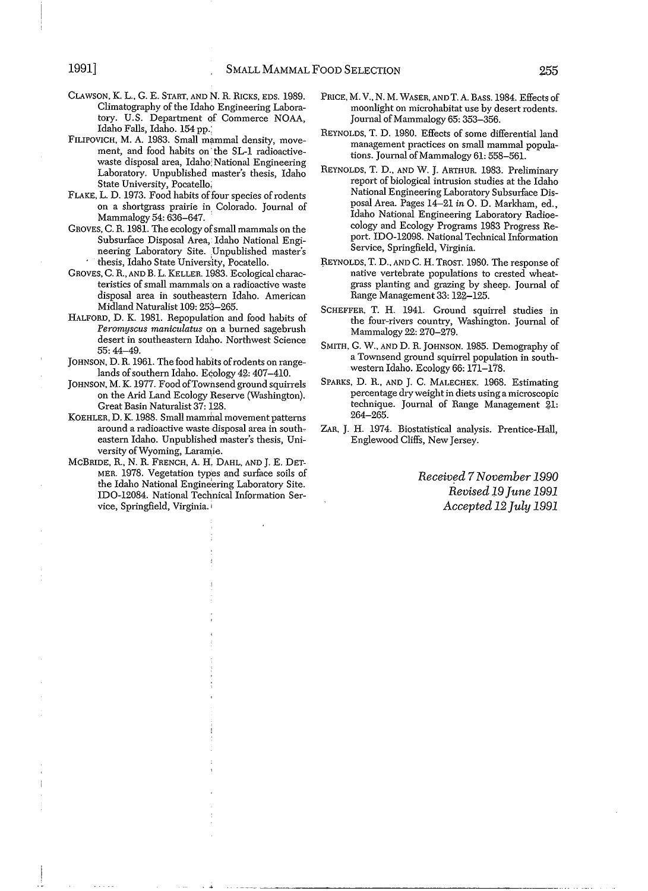Clawson, K. L., G. E. Start, and N. R. Ricks, eds. 1989. Climatography of the Idaho Engineering Laboratory. U.S. Department of Commerce NOAA, Idaho Falls, Idaho. 154 pp.

Filipovich, M. A. 1983. Small mammal density, movement, and food habits on the SL-1 radioactive-waste disposal area, Idaho National Engineering Laboratory. Unpublished master's thesis, Idaho State University, Pocatello.

Flake, L. D. 1973. Food habits of four species of rodents on a shortgrass prairie in Colorado. Journal of Mammalogy 54: 636–647.

Groves, C. R. 1981. The ecology of small mammals on the Subsurface Disposal Area, Idaho National Engineering Laboratory Site. Unpublished master's thesis, Idaho State University, Pocatello.

Groves, C. R., and B. L. Keller. 1983. Ecological characteristics of small mammals on a radioactive waste disposal area in southeastern Idaho. American Midland Naturalist 109: 253–265.

Halford, D. K. 1981. Repopulation and food habits of *Peromyscus maniculatus* on a burned sagebrush desert in southeastern Idaho. Northwest Science 55: 44–49.

Johnson, D. R. 1961. The food habits of rodents on rangelands of southern Idaho. Ecology 42: 407–410.

Johnson, M. K. 1977. Food of Townsend ground squirrels on the Arid Land Ecology Reserve (Washington). Great Basin Naturalist 37: 128.

Koehler, D. K. 1988. Small mammal movement patterns around a radioactive waste disposal area in southeastern Idaho. Unpublished master's thesis, University of Wyoming, Laramie.

McBride, R., N. R. French, A. H. Dahl, and J. E. Detmer. 1978. Vegetation types and surface soils of the Idaho National Engineering Laboratory Site. IDO-12084. National Technical Information Service, Springfield, Virginia.

Price, M. V., N. M. Waser, and T. A. Bass. 1984. Effects of moonlight on microhabitat use by desert rodents. Journal of Mammalogy 65: 353–356.

Reynolds, T. D. 1980. Effects of some differential land management practices on small mammal populations. Journal of Mammalogy 61: 558–561.

Reynolds, T. D., and W. J. Arthur. 1983. Preliminary report of biological intrusion studies at the Idaho National Engineering Laboratory Subsurface Disposal Area. Pages 14–21 *in* O. D. Markham, ed., Idaho National Engineering Laboratory Radioecology and Ecology Programs 1983 Progress Report. IDO-12098. National Technical Information Service, Springfield, Virginia.

Reynolds, T. D., and C. H. Trost. 1980. The response of native vertebrate populations to crested wheatgrass planting and grazing by sheep. Journal of Range Management 33: 122–125.

Scheffer, T. H. 1941. Ground squirrel studies in the four-rivers country, Washington. Journal of Mammalogy 22: 270–279.

Smith, G. W., and D. R. Johnson. 1985. Demography of a Townsend ground squirrel population in southwestern Idaho. Ecology 66: 171–178.

Sparks, D. R., and J. C. Malechek. 1968. Estimating percentage dry weight in diets using a microscopic technique. Journal of Range Management 21: 264–265.

Zar, J. H. 1974. Biostatistical analysis. Prentice-Hall, Englewood Cliffs, New Jersey.

*Received 7 November 1990*
*Revised 19 June 1991*
*Accepted 12 July 1991*